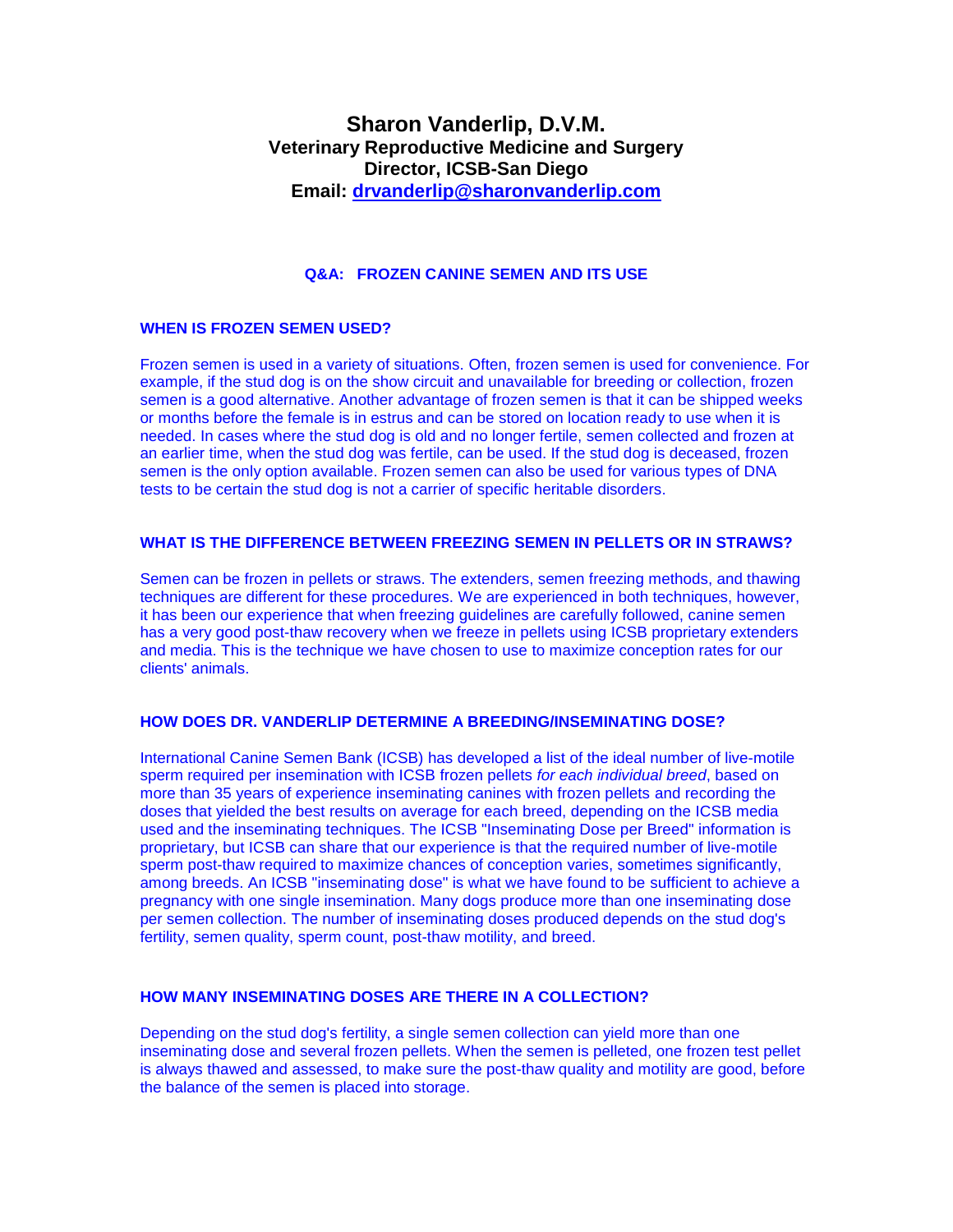# Sharon Vanderlip, D.V.M.

**Veterinary Reproductive Medicine and Surgery**
**Director, ICSB-San Diego**
**Email: [drvanderlip@sharonvanderlip.com](mailto:drvanderlip@sharonvanderlip.com)**

## Q&A: FROZEN CANINE SEMEN AND ITS USE

### WHEN IS FROZEN SEMEN USED?

Frozen semen is used in a variety of situations. Often, frozen semen is used for convenience. For example, if the stud dog is on the show circuit and unavailable for breeding or collection, frozen semen is a good alternative. Another advantage of frozen semen is that it can be shipped weeks or months before the female is in estrus and can be stored on location ready to use when it is needed. In cases where the stud dog is old and no longer fertile, semen collected and frozen at an earlier time, when the stud dog was fertile, can be used. If the stud dog is deceased, frozen semen is the only option available. Frozen semen can also be used for various types of DNA tests to be certain the stud dog is not a carrier of specific heritable disorders.

### WHAT IS THE DIFFERENCE BETWEEN FREEZING SEMEN IN PELLETS OR IN STRAWS?

Semen can be frozen in pellets or straws. The extenders, semen freezing methods, and thawing techniques are different for these procedures. We are experienced in both techniques, however, it has been our experience that when freezing guidelines are carefully followed, canine semen has a very good post-thaw recovery when we freeze in pellets using ICSB proprietary extenders and media. This is the technique we have chosen to use to maximize conception rates for our clients' animals.

### HOW DOES DR. VANDERLIP DETERMINE A BREEDING/INSEMINATING DOSE?

International Canine Semen Bank (ICSB) has developed a list of the ideal number of live-motile sperm required per insemination with ICSB frozen pellets *for each individual breed*, based on more than 35 years of experience inseminating canines with frozen pellets and recording the doses that yielded the best results on average for each breed, depending on the ICSB media used and the inseminating techniques. The ICSB "Inseminating Dose per Breed" information is proprietary, but ICSB can share that our experience is that the required number of live-motile sperm post-thaw required to maximize chances of conception varies, sometimes significantly, among breeds. An ICSB "inseminating dose" is what we have found to be sufficient to achieve a pregnancy with one single insemination. Many dogs produce more than one inseminating dose per semen collection. The number of inseminating doses produced depends on the stud dog's fertility, semen quality, sperm count, post-thaw motility, and breed.

### HOW MANY INSEMINATING DOSES ARE THERE IN A COLLECTION?

Depending on the stud dog's fertility, a single semen collection can yield more than one inseminating dose and several frozen pellets. When the semen is pelleted, one frozen test pellet is always thawed and assessed, to make sure the post-thaw quality and motility are good, before the balance of the semen is placed into storage.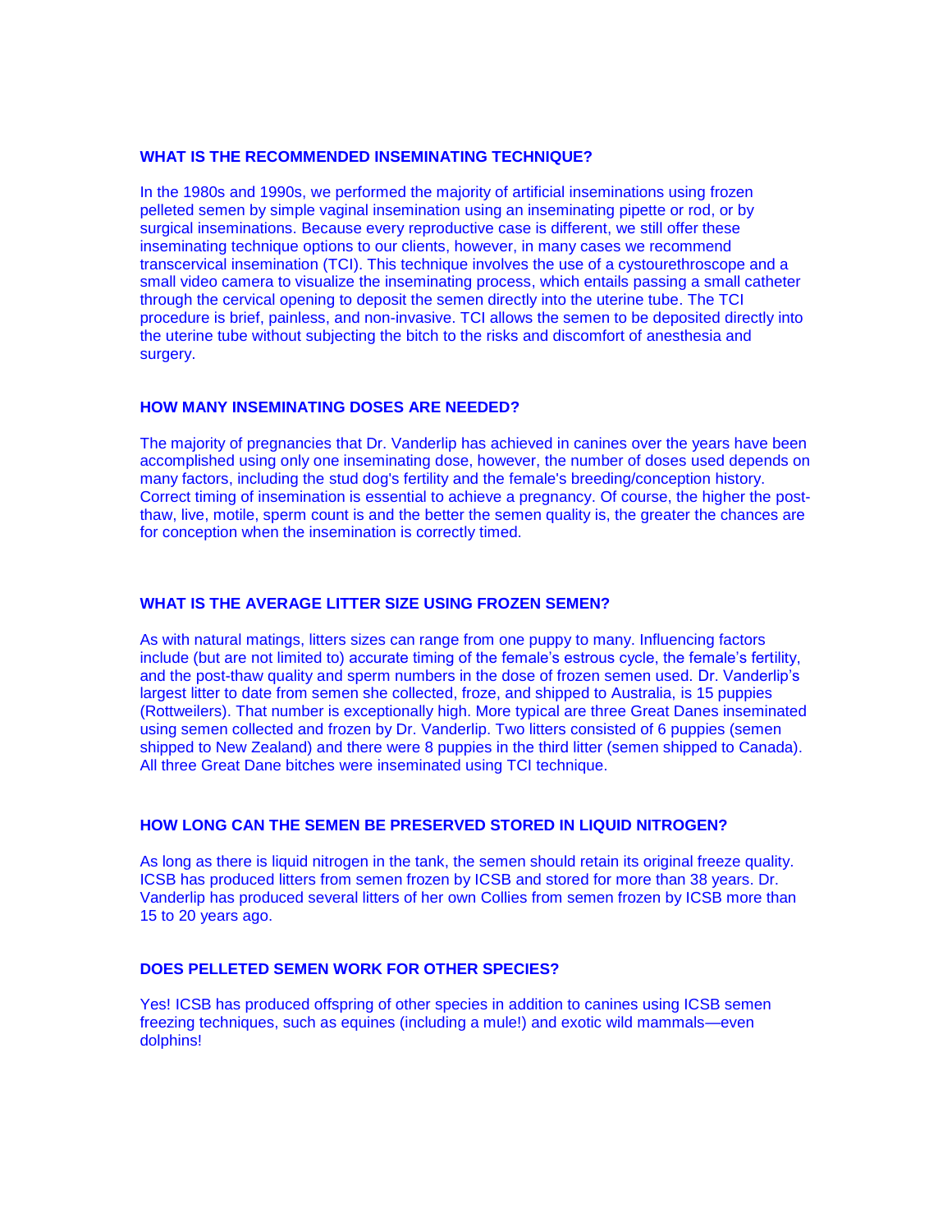## WHAT IS THE RECOMMENDED INSEMINATING TECHNIQUE?

In the 1980s and 1990s, we performed the majority of artificial inseminations using frozen pelleted semen by simple vaginal insemination using an inseminating pipette or rod, or by surgical inseminations. Because every reproductive case is different, we still offer these inseminating technique options to our clients, however, in many cases we recommend transcervical insemination (TCI). This technique involves the use of a cystourethroscope and a small video camera to visualize the inseminating process, which entails passing a small catheter through the cervical opening to deposit the semen directly into the uterine tube. The TCI procedure is brief, painless, and non-invasive. TCI allows the semen to be deposited directly into the uterine tube without subjecting the bitch to the risks and discomfort of anesthesia and surgery.

## HOW MANY INSEMINATING DOSES ARE NEEDED?

The majority of pregnancies that Dr. Vanderlip has achieved in canines over the years have been accomplished using only one inseminating dose, however, the number of doses used depends on many factors, including the stud dog's fertility and the female's breeding/conception history. Correct timing of insemination is essential to achieve a pregnancy. Of course, the higher the post-thaw, live, motile, sperm count is and the better the semen quality is, the greater the chances are for conception when the insemination is correctly timed.

## WHAT IS THE AVERAGE LITTER SIZE USING FROZEN SEMEN?

As with natural matings, litters sizes can range from one puppy to many. Influencing factors include (but are not limited to) accurate timing of the female's estrous cycle, the female's fertility, and the post-thaw quality and sperm numbers in the dose of frozen semen used. Dr. Vanderlip's largest litter to date from semen she collected, froze, and shipped to Australia, is 15 puppies (Rottweilers). That number is exceptionally high. More typical are three Great Danes inseminated using semen collected and frozen by Dr. Vanderlip. Two litters consisted of 6 puppies (semen shipped to New Zealand) and there were 8 puppies in the third litter (semen shipped to Canada). All three Great Dane bitches were inseminated using TCI technique.

## HOW LONG CAN THE SEMEN BE PRESERVED STORED IN LIQUID NITROGEN?

As long as there is liquid nitrogen in the tank, the semen should retain its original freeze quality. ICSB has produced litters from semen frozen by ICSB and stored for more than 38 years. Dr. Vanderlip has produced several litters of her own Collies from semen frozen by ICSB more than 15 to 20 years ago.

## DOES PELLETED SEMEN WORK FOR OTHER SPECIES?

Yes! ICSB has produced offspring of other species in addition to canines using ICSB semen freezing techniques, such as equines (including a mule!) and exotic wild mammals—even dolphins!